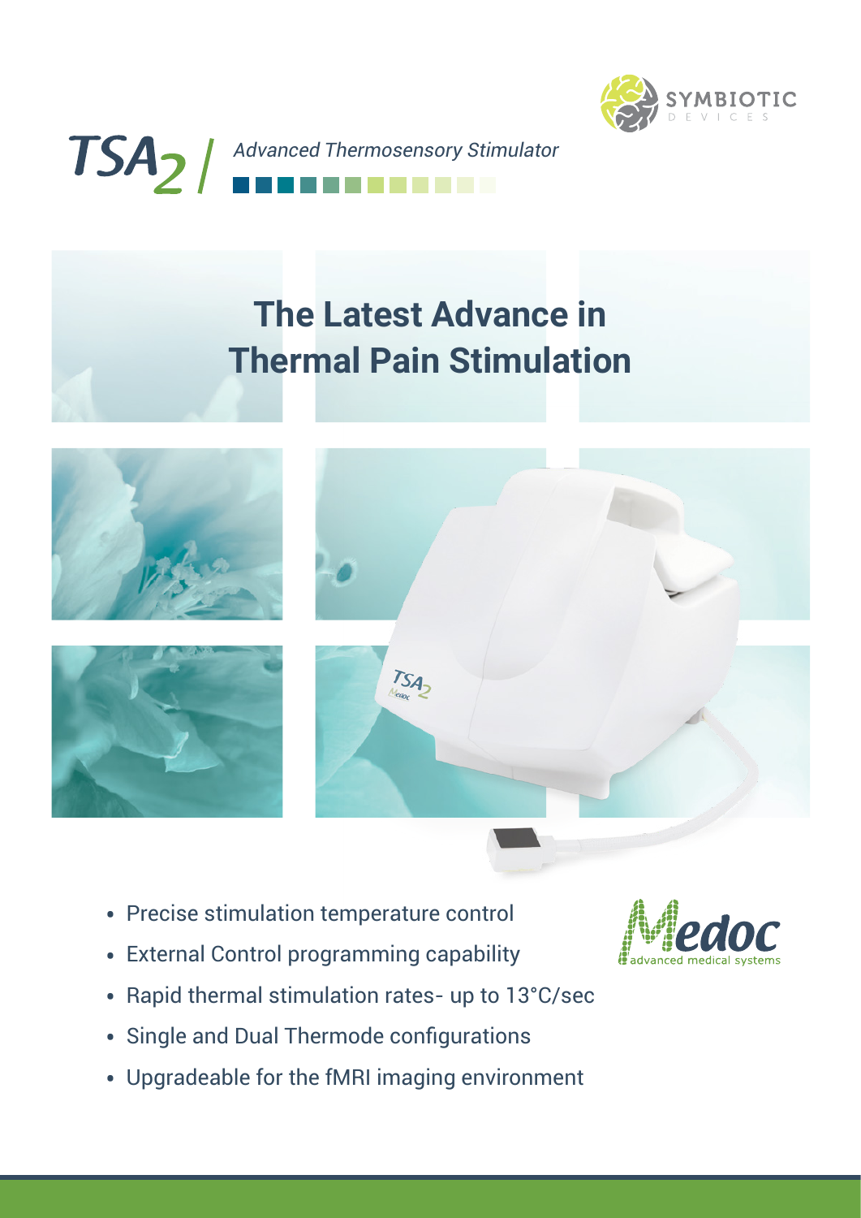SYMBIOTIC DEVICES

# TSA2 / *Advanced Thermosensory Stimulator*

## The Latest Advance in Thermal Pain Stimulation

- Precise stimulation temperature control
- External Control programming capability
- Rapid thermal stimulation rates- up to 13°C/sec
- Single and Dual Thermode configurations
- Upgradeable for the fMRI imaging environment

Medoc advanced medical systems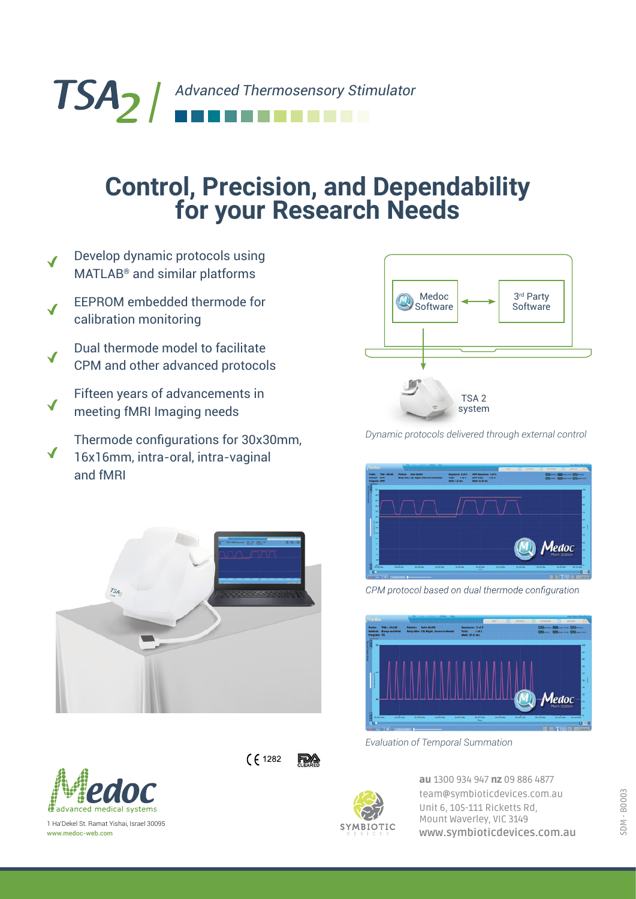# TSA2 / Advanced Thermosensory Stimulator

## Control, Precision, and Dependability for your Research Needs

- Develop dynamic protocols using MATLAB® and similar platforms
- EEPROM embedded thermode for calibration monitoring
- Dual thermode model to facilitate CPM and other advanced protocols
- Fifteen years of advancements in meeting fMRI Imaging needs
- Thermode configurations for 30x30mm, 16x16mm, intra-oral, intra-vaginal and fMRI

Medoc Software ↔ 3rd Party Software → TSA 2 system

*Dynamic protocols delivered through external control*

*CPM protocol based on dual thermode configuration*

*Evaluation of Temporal Summation*

CE 1282 FDA CLEARED

Medoc advanced medical systems
1 Ha'Dekel St. Ramat Yishai, Israel 30095
www.medoc-web.com

SYMBIOTIC DEVICES

**au** 1300 934 947 **nz** 09 886 4877
team@symbioticdevices.com.au
Unit 6, 105-111 Ricketts Rd,
Mount Waverley, VIC 3149
www.symbioticdevices.com.au

SDM - B0003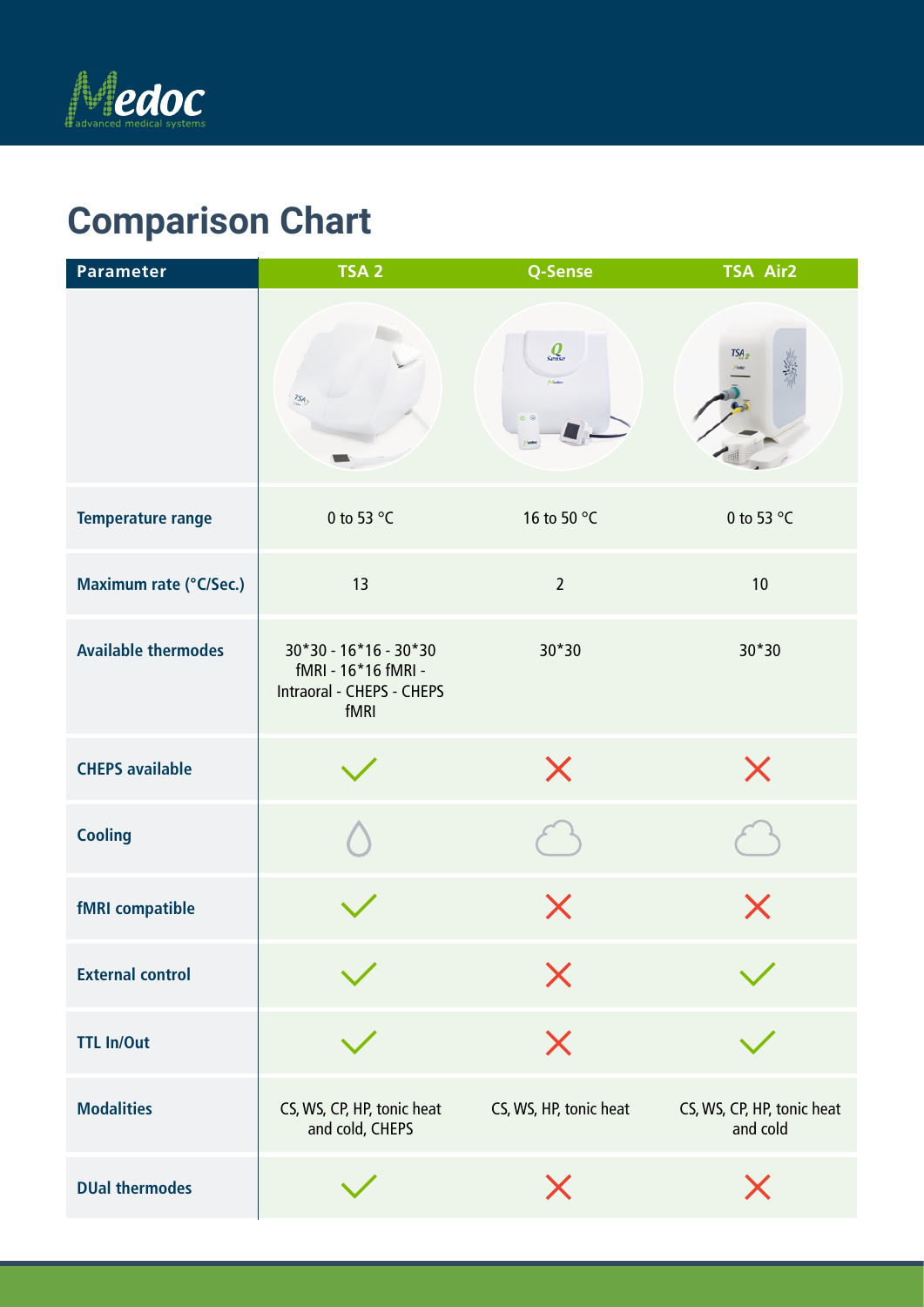# Comparison Chart

| Parameter | TSA 2 | Q-Sense | TSA Air2 |
|---|---|---|---|
| Temperature range | 0 to 53 °C | 16 to 50 °C | 0 to 53 °C |
| Maximum rate (°C/Sec.) | 13 | 2 | 10 |
| Available thermodes | 30*30 - 16*16 - 30*30 fMRI - 16*16 fMRI - Intraoral - CHEPS - CHEPS fMRI | 30*30 | 30*30 |
| CHEPS available | ✓ | ✗ | ✗ |
| Cooling | Water | Air | Air |
| fMRI compatible | ✓ | ✗ | ✗ |
| External control | ✓ | ✗ | ✓ |
| TTL In/Out | ✓ | ✗ | ✓ |
| Modalities | CS, WS, CP, HP, tonic heat and cold, CHEPS | CS, WS, HP, tonic heat | CS, WS, CP, HP, tonic heat and cold |
| DUal thermodes | ✓ | ✗ | ✗ |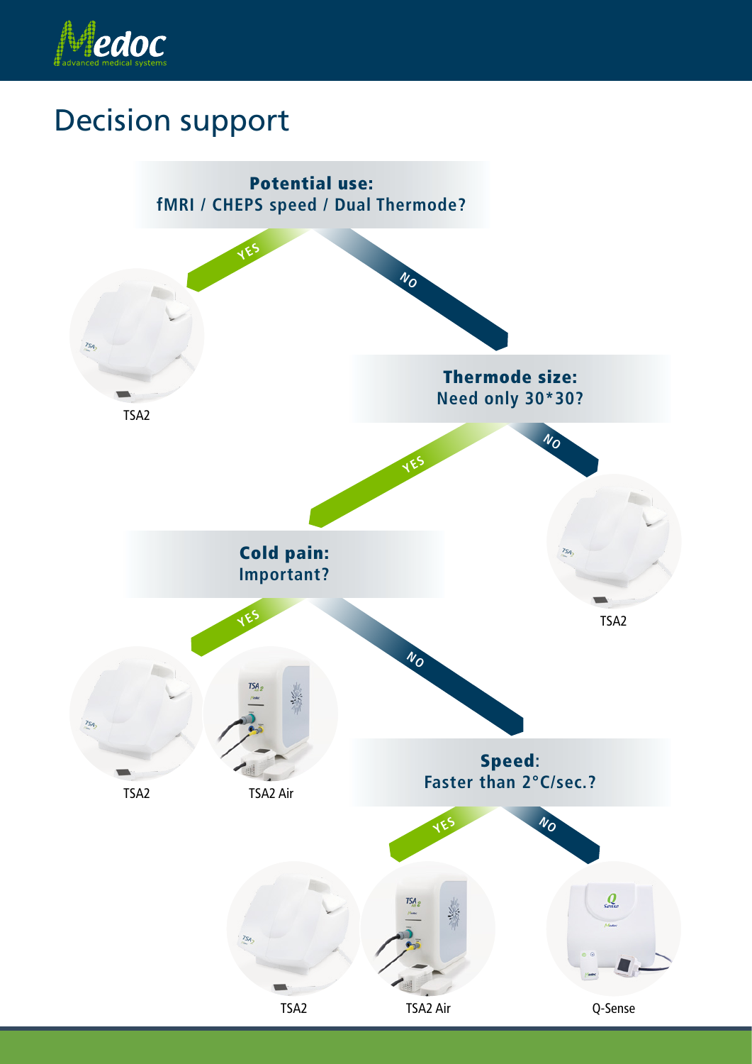# Decision support

**Potential use:**
fMRI / CHEPS speed / Dual Thermode?

YES

NO

TSA2

**Thermode size:**
Need only 30*30?

YES

NO

TSA2

**Cold pain:**
Important?

YES

NO

TSA2

TSA2 Air

**Speed**:
Faster than 2°C/sec.?

YES

NO

TSA2

TSA2 Air

Q-Sense